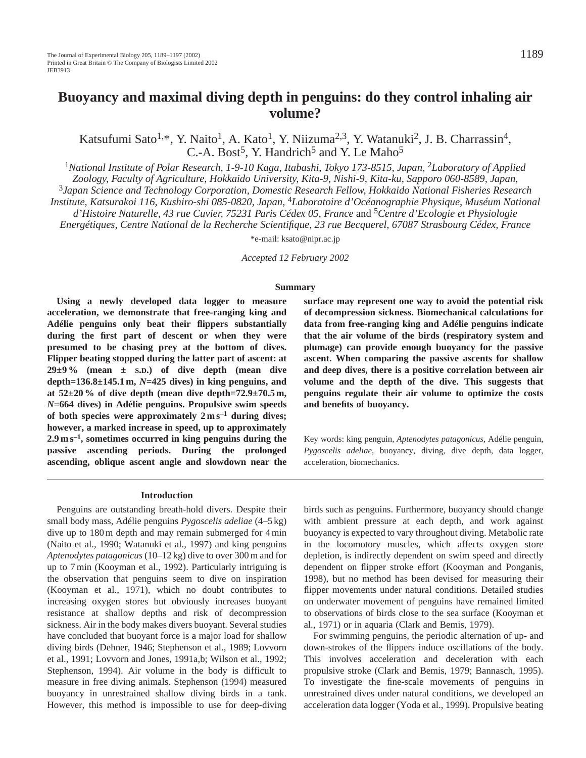# Buoyancy and maximal diving depth in penguins: do they control inhaling air volume?

Katsufumi Sato[1,*], Y. Naito[1], A. Kato[1], Y. Niizuma[2,3], Y. Watanuki[2], J. B. Charrassin[4], C.-A. Bost[5], Y. Handrich[5] and Y. Le Maho[5]

[1]*National Institute of Polar Research, 1-9-10 Kaga, Itabashi, Tokyo 173-8515, Japan,* [2]*Laboratory of Applied Zoology, Faculty of Agriculture, Hokkaido University, Kita-9, Nishi-9, Kita-ku, Sapporo 060-8589, Japan,* [3]*Japan Science and Technology Corporation, Domestic Research Fellow, Hokkaido National Fisheries Research Institute, Katsurakoi 116, Kushiro-shi 085-0820, Japan,* [4]*Laboratoire d'Océanographie Physique, Muséum National d'Histoire Naturelle, 43 rue Cuvier, 75231 Paris Cédex 05, France* and [5]*Centre d'Ecologie et Physiologie Energétiques, Centre National de la Recherche Scientifique, 23 rue Becquerel, 67087 Strasbourg Cédex, France*

*e-mail: ksato@nipr.ac.jp

*Accepted 12 February 2002*

## Summary

**Using a newly developed data logger to measure acceleration, we demonstrate that free-ranging king and Adélie penguins only beat their flippers substantially during the first part of descent or when they were presumed to be chasing prey at the bottom of dives. Flipper beating stopped during the latter part of ascent: at 29±9 % (mean ± S.D.) of dive depth (mean dive depth=136.8±145.1 m, *N*=425 dives) in king penguins, and at 52±20 % of dive depth (mean dive depth=72.9±70.5 m, *N*=664 dives) in Adélie penguins. Propulsive swim speeds of both species were approximately 2 m s$^{-1}$ during dives; however, a marked increase in speed, up to approximately 2.9 m s$^{-1}$, sometimes occurred in king penguins during the passive ascending periods. During the prolonged ascending, oblique ascent angle and slowdown near the surface may represent one way to avoid the potential risk of decompression sickness. Biomechanical calculations for data from free-ranging king and Adélie penguins indicate that the air volume of the birds (respiratory system and plumage) can provide enough buoyancy for the passive ascent. When comparing the passive ascents for shallow and deep dives, there is a positive correlation between air volume and the depth of the dive. This suggests that penguins regulate their air volume to optimize the costs and benefits of buoyancy.**

Key words: king penguin, *Aptenodytes patagonicus*, Adélie penguin, *Pygoscelis adeliae*, buoyancy, diving, dive depth, data logger, acceleration, biomechanics.

## Introduction

Penguins are outstanding breath-hold divers. Despite their small body mass, Adélie penguins *Pygoscelis adeliae* (4–5 kg) dive up to 180 m depth and may remain submerged for 4 min (Naito et al., 1990; Watanuki et al., 1997) and king penguins *Aptenodytes patagonicus* (10–12 kg) dive to over 300 m and for up to 7 min (Kooyman et al., 1992). Particularly intriguing is the observation that penguins seem to dive on inspiration (Kooyman et al., 1971), which no doubt contributes to increasing oxygen stores but obviously increases buoyant resistance at shallow depths and risk of decompression sickness. Air in the body makes divers buoyant. Several studies have concluded that buoyant force is a major load for shallow diving birds (Dehner, 1946; Stephenson et al., 1989; Lovvorn et al., 1991; Lovvorn and Jones, 1991a,b; Wilson et al., 1992; Stephenson, 1994). Air volume in the body is difficult to measure in free diving animals. Stephenson (1994) measured buoyancy in unrestrained shallow diving birds in a tank. However, this method is impossible to use for deep-diving birds such as penguins. Furthermore, buoyancy should change with ambient pressure at each depth, and work against buoyancy is expected to vary throughout diving. Metabolic rate in the locomotory muscles, which affects oxygen store depletion, is indirectly dependent on swim speed and directly dependent on flipper stroke effort (Kooyman and Ponganis, 1998), but no method has been devised for measuring their flipper movements under natural conditions. Detailed studies on underwater movement of penguins have remained limited to observations of birds close to the sea surface (Kooyman et al., 1971) or in aquaria (Clark and Bemis, 1979).

For swimming penguins, the periodic alternation of up- and down-strokes of the flippers induce oscillations of the body. This involves acceleration and deceleration with each propulsive stroke (Clark and Bemis, 1979; Bannasch, 1995). To investigate the fine-scale movements of penguins in unrestrained dives under natural conditions, we developed an acceleration data logger (Yoda et al., 1999). Propulsive beating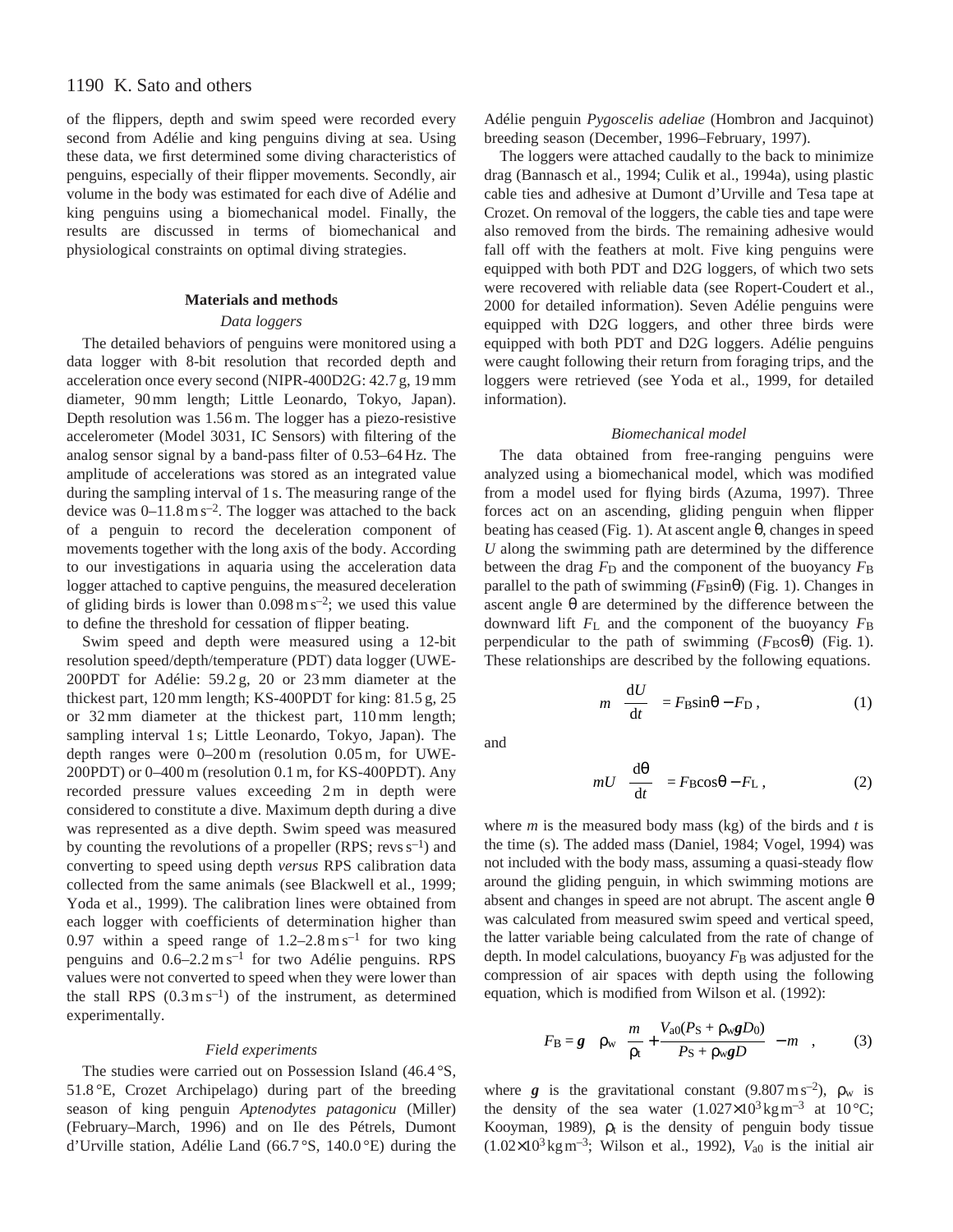of the flippers, depth and swim speed were recorded every second from Adélie and king penguins diving at sea. Using these data, we first determined some diving characteristics of penguins, especially of their flipper movements. Secondly, air volume in the body was estimated for each dive of Adélie and king penguins using a biomechanical model. Finally, the results are discussed in terms of biomechanical and physiological constraints on optimal diving strategies.

## Materials and methods

### *Data loggers*

The detailed behaviors of penguins were monitored using a data logger with 8-bit resolution that recorded depth and acceleration once every second (NIPR-400D2G: 42.7 g, 19 mm diameter, 90 mm length; Little Leonardo, Tokyo, Japan). Depth resolution was 1.56 m. The logger has a piezo-resistive accelerometer (Model 3031, IC Sensors) with filtering of the analog sensor signal by a band-pass filter of 0.53–64 Hz. The amplitude of accelerations was stored as an integrated value during the sampling interval of 1 s. The measuring range of the device was 0–11.8 m s$^{-2}$. The logger was attached to the back of a penguin to record the deceleration component of movements together with the long axis of the body. According to our investigations in aquaria using the acceleration data logger attached to captive penguins, the measured deceleration of gliding birds is lower than 0.098 m s$^{-2}$; we used this value to define the threshold for cessation of flipper beating.

Swim speed and depth were measured using a 12-bit resolution speed/depth/temperature (PDT) data logger (UWE-200PDT for Adélie: 59.2 g, 20 or 23 mm diameter at the thickest part, 120 mm length; KS-400PDT for king: 81.5 g, 25 or 32 mm diameter at the thickest part, 110 mm length; sampling interval 1 s; Little Leonardo, Tokyo, Japan). The depth ranges were 0–200 m (resolution 0.05 m, for UWE-200PDT) or 0–400 m (resolution 0.1 m, for KS-400PDT). Any recorded pressure values exceeding 2 m in depth were considered to constitute a dive. Maximum depth during a dive was represented as a dive depth. Swim speed was measured by counting the revolutions of a propeller (RPS; revs s$^{-1}$) and converting to speed using depth *versus* RPS calibration data collected from the same animals (see Blackwell et al., 1999; Yoda et al., 1999). The calibration lines were obtained from each logger with coefficients of determination higher than 0.97 within a speed range of 1.2–2.8 m s$^{-1}$ for two king penguins and 0.6–2.2 m s$^{-1}$ for two Adélie penguins. RPS values were not converted to speed when they were lower than the stall RPS (0.3 m s$^{-1}$) of the instrument, as determined experimentally.

### *Field experiments*

The studies were carried out on Possession Island (46.4 °S, 51.8 °E, Crozet Archipelago) during part of the breeding season of king penguin *Aptenodytes patagonicu* (Miller) (February–March, 1996) and on Ile des Pétrels, Dumont d'Urville station, Adélie Land (66.7 °S, 140.0 °E) during the Adélie penguin *Pygoscelis adeliae* (Hombron and Jacquinot) breeding season (December, 1996–February, 1997).

The loggers were attached caudally to the back to minimize drag (Bannasch et al., 1994; Culik et al., 1994a), using plastic cable ties and adhesive at Dumont d'Urville and Tesa tape at Crozet. On removal of the loggers, the cable ties and tape were also removed from the birds. The remaining adhesive would fall off with the feathers at molt. Five king penguins were equipped with both PDT and D2G loggers, of which two sets were recovered with reliable data (see Ropert-Coudert et al., 2000 for detailed information). Seven Adélie penguins were equipped with D2G loggers, and other three birds were equipped with both PDT and D2G loggers. Adélie penguins were caught following their return from foraging trips, and the loggers were retrieved (see Yoda et al., 1999, for detailed information).

### *Biomechanical model*

The data obtained from free-ranging penguins were analyzed using a biomechanical model, which was modified from a model used for flying birds (Azuma, 1997). Three forces act on an ascending, gliding penguin when flipper beating has ceased (Fig. 1). At ascent angle $\theta$, changes in speed $U$ along the swimming path are determined by the difference between the drag $F_D$ and the component of the buoyancy $F_B$ parallel to the path of swimming ($F_B\sin\theta$) (Fig. 1). Changes in ascent angle $\theta$ are determined by the difference between the downward lift $F_L$ and the component of the buoyancy $F_B$ perpendicular to the path of swimming ($F_B\cos\theta$) (Fig. 1). These relationships are described by the following equations.

$$m\left(\frac{dU}{dt}\right) = F_B\sin\theta - F_D\,, \tag{1}$$

and

$$mU\left(\frac{d\theta}{dt}\right) = F_B\cos\theta - F_L\,, \tag{2}$$

where $m$ is the measured body mass (kg) of the birds and $t$ is the time (s). The added mass (Daniel, 1984; Vogel, 1994) was not included with the body mass, assuming a quasi-steady flow around the gliding penguin, in which swimming motions are absent and changes in speed are not abrupt. The ascent angle $\theta$ was calculated from measured swim speed and vertical speed, the latter variable being calculated from the rate of change of depth. In model calculations, buoyancy $F_B$ was adjusted for the compression of air spaces with depth using the following equation, which is modified from Wilson et al. (1992):

$$F_B = \boldsymbol{g}\left[\rho_w\left(\frac{m}{\rho_t} + \frac{V_{a0}(P_S + \rho_w\boldsymbol{g}D_0)}{P_S + \rho_w\boldsymbol{g}D}\right) - m\right], \tag{3}$$

where $\boldsymbol{g}$ is the gravitational constant (9.807 m s$^{-2}$), $\rho_w$ is the density of the sea water ($1.027\times10^3$ kg m$^{-3}$ at 10 °C; Kooyman, 1989), $\rho_t$ is the density of penguin body tissue ($1.02\times10^3$ kg m$^{-3}$; Wilson et al., 1992), $V_{a0}$ is the initial air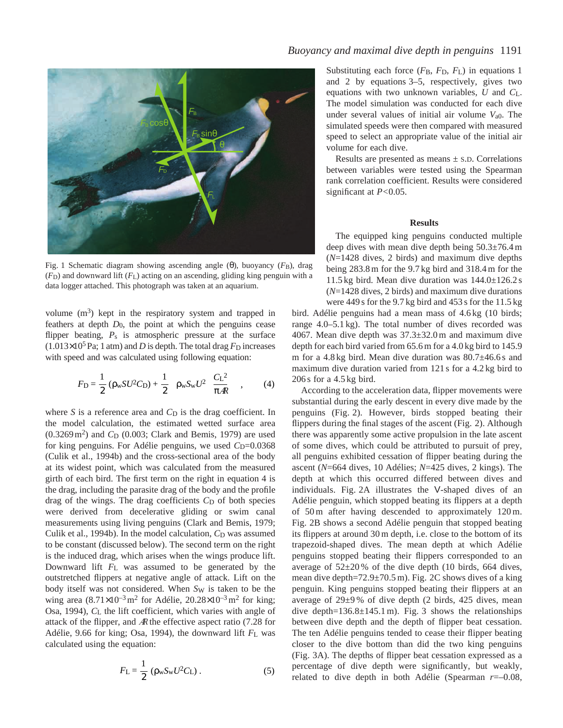Fig. 1 Schematic diagram showing ascending angle (θ), buoyancy ($F_B$), drag ($F_D$) and downward lift ($F_L$) acting on an ascending, gliding king penguin with a data logger attached. This photograph was taken at an aquarium.

volume (m$^3$) kept in the respiratory system and trapped in feathers at depth $D_0$, the point at which the penguins cease flipper beating, $P_s$ is atmospheric pressure at the surface ($1.013\times10^5$ Pa; 1 atm) and $D$ is depth. The total drag $F_D$ increases with speed and was calculated using following equation:

$$F_D = \frac{1}{2}(\rho_w S U^2 C_D) + \frac{1}{2}\rho_w S_w U^2 \frac{C_L^2}{\pi A\!\!R}\,, \qquad (4)$$

where $S$ is a reference area and $C_D$ is the drag coefficient. In the model calculation, the estimated wetted surface area (0.3269 m$^2$) and $C_D$ (0.003; Clark and Bemis, 1979) are used for king penguins. For Adélie penguins, we used $C_D$=0.0368 (Culik et al., 1994b) and the cross-sectional area of the body at its widest point, which was calculated from the measured girth of each bird. The first term on the right in equation 4 is the drag, including the parasite drag of the body and the profile drag of the wings. The drag coefficients $C_D$ of both species were derived from decelerative gliding or swim canal measurements using living penguins (Clark and Bemis, 1979; Culik et al., 1994b). In the model calculation, $C_D$ was assumed to be constant (discussed below). The second term on the right is the induced drag, which arises when the wings produce lift. Downward lift $F_L$ was assumed to be generated by the outstretched flippers at negative angle of attack. Lift on the body itself was not considered. When $S_W$ is taken to be the wing area ($8.71\times10^{-3}$ m$^2$ for Adélie, $20.28\times10^{-3}$ m$^2$ for king; Osa, 1994), $C_L$ the lift coefficient, which varies with angle of attack of the flipper, and $A\!\!R$ the effective aspect ratio (7.28 for Adélie, 9.66 for king; Osa, 1994), the downward lift $F_L$ was calculated using the equation:

$$F_L = \frac{1}{2}(\rho_w S_w U^2 C_L)\,. \qquad (5)$$

Substituting each force ($F_B$, $F_D$, $F_L$) in equations 1 and 2 by equations 3–5, respectively, gives two equations with two unknown variables, $U$ and $C_L$. The model simulation was conducted for each dive under several values of initial air volume $V_{a0}$. The simulated speeds were then compared with measured speed to select an appropriate value of the initial air volume for each dive.

Results are presented as means ± S.D. Correlations between variables were tested using the Spearman rank correlation coefficient. Results were considered significant at $P$<0.05.

## Results

The equipped king penguins conducted multiple deep dives with mean dive depth being 50.3±76.4 m ($N$=1428 dives, 2 birds) and maximum dive depths being 283.8 m for the 9.7 kg bird and 318.4 m for the 11.5 kg bird. Mean dive duration was 144.0±126.2 s ($N$=1428 dives, 2 birds) and maximum dive durations were 449 s for the 9.7 kg bird and 453 s for the 11.5 kg bird. Adélie penguins had a mean mass of 4.6 kg (10 birds; range 4.0–5.1 kg). The total number of dives recorded was 4067. Mean dive depth was 37.3±32.0 m and maximum dive depth for each bird varied from 65.6 m for a 4.0 kg bird to 145.9 m for a 4.8 kg bird. Mean dive duration was 80.7±46.6 s and maximum dive duration varied from 121 s for a 4.2 kg bird to 206 s for a 4.5 kg bird.

According to the acceleration data, flipper movements were substantial during the early descent in every dive made by the penguins (Fig. 2). However, birds stopped beating their flippers during the final stages of the ascent (Fig. 2). Although there was apparently some active propulsion in the late ascent of some dives, which could be attributed to pursuit of prey, all penguins exhibited cessation of flipper beating during the ascent ($N$=664 dives, 10 Adélies; $N$=425 dives, 2 kings). The depth at which this occurred differed between dives and individuals. Fig. 2A illustrates the V-shaped dives of an Adélie penguin, which stopped beating its flippers at a depth of 50 m after having descended to approximately 120 m. Fig. 2B shows a second Adélie penguin that stopped beating its flippers at around 30 m depth, i.e. close to the bottom of its trapezoid-shaped dives. The mean depth at which Adélie penguins stopped beating their flippers corresponded to an average of 52±20 % of the dive depth (10 birds, 664 dives, mean dive depth=72.9±70.5 m). Fig. 2C shows dives of a king penguin. King penguins stopped beating their flippers at an average of 29±9 % of dive depth (2 birds, 425 dives, mean dive depth=136.8±145.1 m). Fig. 3 shows the relationships between dive depth and the depth of flipper beat cessation. The ten Adélie penguins tended to cease their flipper beating closer to the dive bottom than did the two king penguins (Fig. 3A). The depths of flipper beat cessation expressed as a percentage of dive depth were significantly, but weakly, related to dive depth in both Adélie (Spearman $r$=–0.08,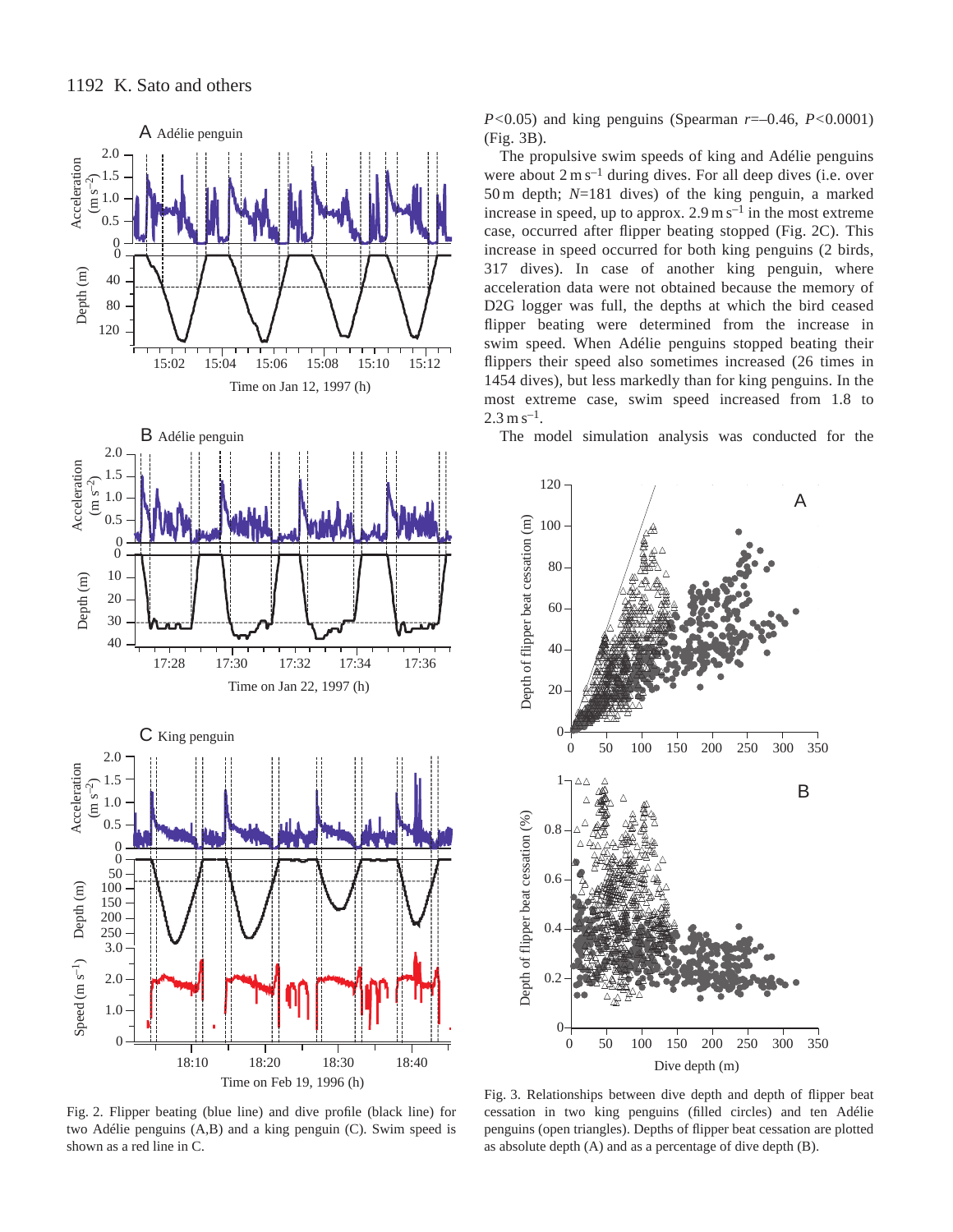$P$<0.05) and king penguins (Spearman $r$=–0.46, $P$<0.0001) (Fig. 3B).

The propulsive swim speeds of king and Adélie penguins were about $2\,\mathrm{m\,s^{-1}}$ during dives. For all deep dives (i.e. over 50 m depth; $N$=181 dives) of the king penguin, a marked increase in speed, up to approx. $2.9\,\mathrm{m\,s^{-1}}$ in the most extreme case, occurred after flipper beating stopped (Fig. 2C). This increase in speed occurred for both king penguins (2 birds, 317 dives). In case of another king penguin, where acceleration data were not obtained because the memory of D2G logger was full, the depths at which the bird ceased flipper beating were determined from the increase in swim speed. When Adélie penguins stopped beating their flippers their speed also sometimes increased (26 times in 1454 dives), but less markedly than for king penguins. In the most extreme case, swim speed increased from 1.8 to $2.3\,\mathrm{m\,s^{-1}}$.

The model simulation analysis was conducted for the

Fig. 2. Flipper beating (blue line) and dive profile (black line) for two Adélie penguins (A,B) and a king penguin (C). Swim speed is shown as a red line in C.

Fig. 3. Relationships between dive depth and depth of flipper beat cessation in two king penguins (filled circles) and ten Adélie penguins (open triangles). Depths of flipper beat cessation are plotted as absolute depth (A) and as a percentage of dive depth (B).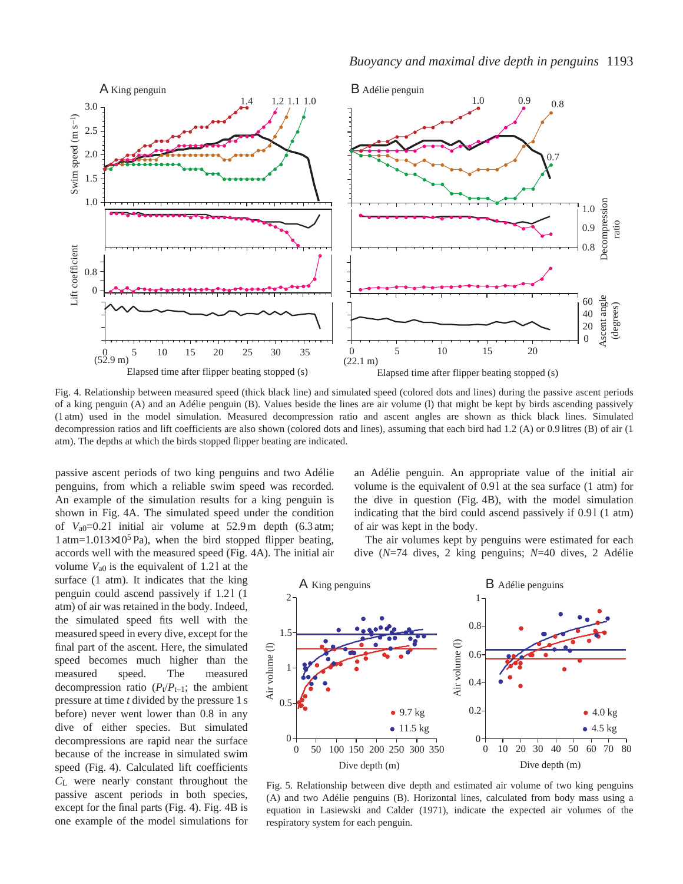Fig. 4. Relationship between measured speed (thick black line) and simulated speed (colored dots and lines) during the passive ascent periods of a king penguin (A) and an Adélie penguin (B). Values beside the lines are air volume (l) that might be kept by birds ascending passively (1 atm) used in the model simulation. Measured decompression ratio and ascent angles are shown as thick black lines. Simulated decompression ratios and lift coefficients are also shown (colored dots and lines), assuming that each bird had 1.2 (A) or 0.9 litres (B) of air (1 atm). The depths at which the birds stopped flipper beating are indicated.

passive ascent periods of two king penguins and two Adélie penguins, from which a reliable swim speed was recorded. An example of the simulation results for a king penguin is shown in Fig. 4A. The simulated speed under the condition of $V_{a0}$=0.2 l initial air volume at 52.9 m depth (6.3 atm; 1 atm=1.013×10$^5$ Pa), when the bird stopped flipper beating, accords well with the measured speed (Fig. 4A). The initial air volume $V_{a0}$ is the equivalent of 1.2 l at the surface (1 atm). It indicates that the king penguin could ascend passively if 1.2 l (1 atm) of air was retained in the body. Indeed, the simulated speed fits well with the measured speed in every dive, except for the final part of the ascent. Here, the simulated speed becomes much higher than the measured speed. The measured decompression ratio ($P_t/P_{t-1}$; the ambient pressure at time $t$ divided by the pressure 1 s before) never went lower than 0.8 in any dive of either species. But simulated decompressions are rapid near the surface because of the increase in simulated swim speed (Fig. 4). Calculated lift coefficients $C_L$ were nearly constant throughout the passive ascent periods in both species, except for the final parts (Fig. 4). Fig. 4B is one example of the model simulations for an Adélie penguin. An appropriate value of the initial air volume is the equivalent of 0.9 l at the sea surface (1 atm) for the dive in question (Fig. 4B), with the model simulation indicating that the bird could ascend passively if 0.9 l (1 atm) of air was kept in the body.

The air volumes kept by penguins were estimated for each dive ($N$=74 dives, 2 king penguins; $N$=40 dives, 2 Adélie

Fig. 5. Relationship between dive depth and estimated air volume of two king penguins (A) and two Adélie penguins (B). Horizontal lines, calculated from body mass using a equation in Lasiewski and Calder (1971), indicate the expected air volumes of the respiratory system for each penguin.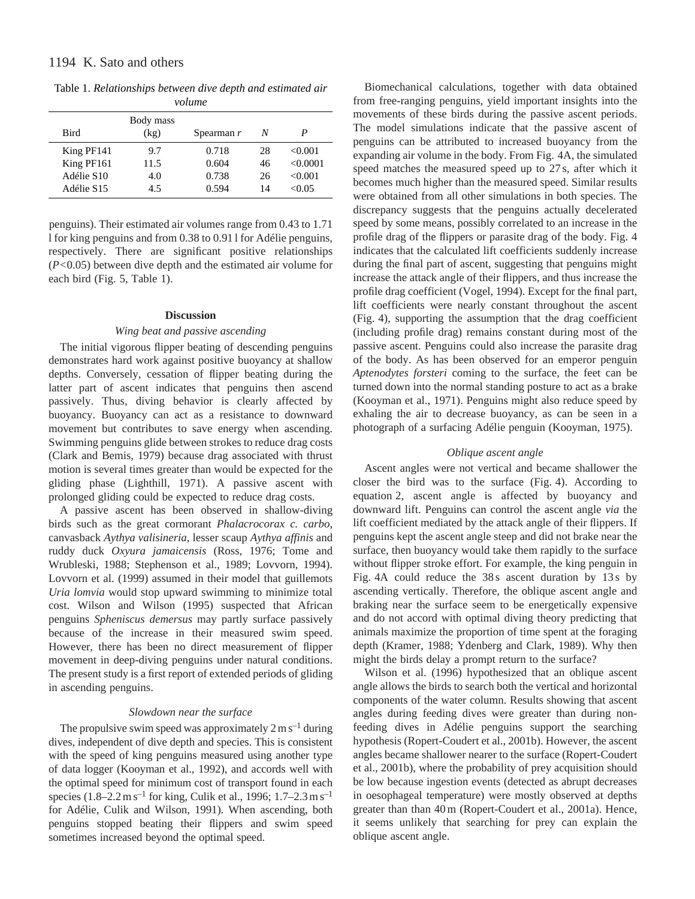Table 1. *Relationships between dive depth and estimated air volume*

| Bird | Body mass (kg) | Spearman *r* | *N* | *P* |
|---|---|---|---|---|
| King PF141 | 9.7 | 0.718 | 28 | <0.001 |
| King PF161 | 11.5 | 0.604 | 46 | <0.0001 |
| Adélie S10 | 4.0 | 0.738 | 26 | <0.001 |
| Adélie S15 | 4.5 | 0.594 | 14 | <0.05 |

penguins). Their estimated air volumes range from 0.43 to 1.71 l for king penguins and from 0.38 to 0.91 l for Adélie penguins, respectively. There are significant positive relationships ($P<0.05$) between dive depth and the estimated air volume for each bird (Fig. 5, Table 1).

## Discussion

### *Wing beat and passive ascending*

The initial vigorous flipper beating of descending penguins demonstrates hard work against positive buoyancy at shallow depths. Conversely, cessation of flipper beating during the latter part of ascent indicates that penguins then ascend passively. Thus, diving behavior is clearly affected by buoyancy. Buoyancy can act as a resistance to downward movement but contributes to save energy when ascending. Swimming penguins glide between strokes to reduce drag costs (Clark and Bemis, 1979) because drag associated with thrust motion is several times greater than would be expected for the gliding phase (Lighthill, 1971). A passive ascent with prolonged gliding could be expected to reduce drag costs.

A passive ascent has been observed in shallow-diving birds such as the great cormorant *Phalacrocorax c. carbo*, canvasback *Aythya valisineria*, lesser scaup *Aythya affinis* and ruddy duck *Oxyura jamaicensis* (Ross, 1976; Tome and Wrubleski, 1988; Stephenson et al., 1989; Lovvorn, 1994). Lovvorn et al. (1999) assumed in their model that guillemots *Uria lomvia* would stop upward swimming to minimize total cost. Wilson and Wilson (1995) suspected that African penguins *Spheniscus demersus* may partly surface passively because of the increase in their measured swim speed. However, there has been no direct measurement of flipper movement in deep-diving penguins under natural conditions. The present study is a first report of extended periods of gliding in ascending penguins.

### *Slowdown near the surface*

The propulsive swim speed was approximately $2\,\mathrm{m\,s^{-1}}$ during dives, independent of dive depth and species. This is consistent with the speed of king penguins measured using another type of data logger (Kooyman et al., 1992), and accords well with the optimal speed for minimum cost of transport found in each species ($1.8$–$2.2\,\mathrm{m\,s^{-1}}$ for king, Culik et al., 1996; $1.7$–$2.3\,\mathrm{m\,s^{-1}}$ for Adélie, Culik and Wilson, 1991). When ascending, both penguins stopped beating their flippers and swim speed sometimes increased beyond the optimal speed.

Biomechanical calculations, together with data obtained from free-ranging penguins, yield important insights into the movements of these birds during the passive ascent periods. The model simulations indicate that the passive ascent of penguins can be attributed to increased buoyancy from the expanding air volume in the body. From Fig. 4A, the simulated speed matches the measured speed up to 27 s, after which it becomes much higher than the measured speed. Similar results were obtained from all other simulations in both species. The discrepancy suggests that the penguins actually decelerated speed by some means, possibly correlated to an increase in the profile drag of the flippers or parasite drag of the body. Fig. 4 indicates that the calculated lift coefficients suddenly increase during the final part of ascent, suggesting that penguins might increase the attack angle of their flippers, and thus increase the profile drag coefficient (Vogel, 1994). Except for the final part, lift coefficients were nearly constant throughout the ascent (Fig. 4), supporting the assumption that the drag coefficient (including profile drag) remains constant during most of the passive ascent. Penguins could also increase the parasite drag of the body. As has been observed for an emperor penguin *Aptenodytes forsteri* coming to the surface, the feet can be turned down into the normal standing posture to act as a brake (Kooyman et al., 1971). Penguins might also reduce speed by exhaling the air to decrease buoyancy, as can be seen in a photograph of a surfacing Adélie penguin (Kooyman, 1975).

### *Oblique ascent angle*

Ascent angles were not vertical and became shallower the closer the bird was to the surface (Fig. 4). According to equation 2, ascent angle is affected by buoyancy and downward lift. Penguins can control the ascent angle *via* the lift coefficient mediated by the attack angle of their flippers. If penguins kept the ascent angle steep and did not brake near the surface, then buoyancy would take them rapidly to the surface without flipper stroke effort. For example, the king penguin in Fig. 4A could reduce the 38 s ascent duration by 13 s by ascending vertically. Therefore, the oblique ascent angle and braking near the surface seem to be energetically expensive and do not accord with optimal diving theory predicting that animals maximize the proportion of time spent at the foraging depth (Kramer, 1988; Ydenberg and Clark, 1989). Why then might the birds delay a prompt return to the surface?

Wilson et al. (1996) hypothesized that an oblique ascent angle allows the birds to search both the vertical and horizontal components of the water column. Results showing that ascent angles during feeding dives were greater than during non-feeding dives in Adélie penguins support the searching hypothesis (Ropert-Coudert et al., 2001b). However, the ascent angles became shallower nearer to the surface (Ropert-Coudert et al., 2001b), where the probability of prey acquisition should be low because ingestion events (detected as abrupt decreases in oesophageal temperature) were mostly observed at depths greater than than 40 m (Ropert-Coudert et al., 2001a). Hence, it seems unlikely that searching for prey can explain the oblique ascent angle.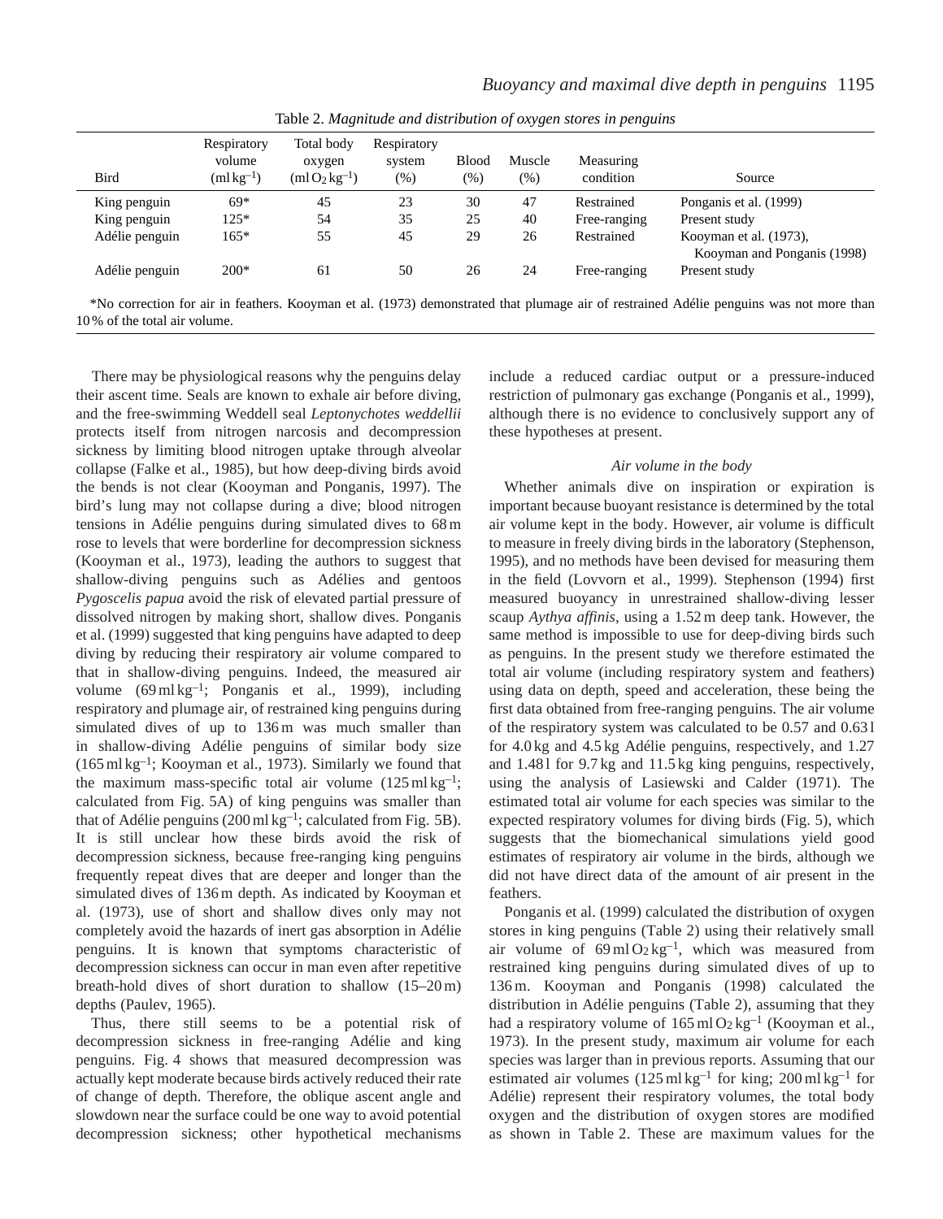Table 2. *Magnitude and distribution of oxygen stores in penguins*

| Bird | Respiratory volume ($ml\,kg^{-1}$) | Total body oxygen ($ml\,O_2\,kg^{-1}$) | Respiratory system (%) | Blood (%) | Muscle (%) | Measuring condition | Source |
|---|---|---|---|---|---|---|---|
| King penguin | 69* | 45 | 23 | 30 | 47 | Restrained | Ponganis et al. (1999) |
| King penguin | 125* | 54 | 35 | 25 | 40 | Free-ranging | Present study |
| Adélie penguin | 165* | 55 | 45 | 29 | 26 | Restrained | Kooyman et al. (1973), Kooyman and Ponganis (1998) |
| Adélie penguin | 200* | 61 | 50 | 26 | 24 | Free-ranging | Present study |

*No correction for air in feathers. Kooyman et al. (1973) demonstrated that plumage air of restrained Adélie penguins was not more than 10 % of the total air volume.

There may be physiological reasons why the penguins delay their ascent time. Seals are known to exhale air before diving, and the free-swimming Weddell seal *Leptonychotes weddellii* protects itself from nitrogen narcosis and decompression sickness by limiting blood nitrogen uptake through alveolar collapse (Falke et al., 1985), but how deep-diving birds avoid the bends is not clear (Kooyman and Ponganis, 1997). The bird's lung may not collapse during a dive; blood nitrogen tensions in Adélie penguins during simulated dives to 68 m rose to levels that were borderline for decompression sickness (Kooyman et al., 1973), leading the authors to suggest that shallow-diving penguins such as Adélies and gentoos *Pygoscelis papua* avoid the risk of elevated partial pressure of dissolved nitrogen by making short, shallow dives. Ponganis et al. (1999) suggested that king penguins have adapted to deep diving by reducing their respiratory air volume compared to that in shallow-diving penguins. Indeed, the measured air volume ($69\,ml\,kg^{-1}$; Ponganis et al., 1999), including respiratory and plumage air, of restrained king penguins during simulated dives of up to 136 m was much smaller than in shallow-diving Adélie penguins of similar body size ($165\,ml\,kg^{-1}$; Kooyman et al., 1973). Similarly we found that the maximum mass-specific total air volume ($125\,ml\,kg^{-1}$; calculated from Fig. 5A) of king penguins was smaller than that of Adélie penguins ($200\,ml\,kg^{-1}$; calculated from Fig. 5B). It is still unclear how these birds avoid the risk of decompression sickness, because free-ranging king penguins frequently repeat dives that are deeper and longer than the simulated dives of 136 m depth. As indicated by Kooyman et al. (1973), use of short and shallow dives only may not completely avoid the hazards of inert gas absorption in Adélie penguins. It is known that symptoms characteristic of decompression sickness can occur in man even after repetitive breath-hold dives of short duration to shallow (15–20 m) depths (Paulev, 1965).

Thus, there still seems to be a potential risk of decompression sickness in free-ranging Adélie and king penguins. Fig. 4 shows that measured decompression was actually kept moderate because birds actively reduced their rate of change of depth. Therefore, the oblique ascent angle and slowdown near the surface could be one way to avoid potential decompression sickness; other hypothetical mechanisms include a reduced cardiac output or a pressure-induced restriction of pulmonary gas exchange (Ponganis et al., 1999), although there is no evidence to conclusively support any of these hypotheses at present.

### *Air volume in the body*

Whether animals dive on inspiration or expiration is important because buoyant resistance is determined by the total air volume kept in the body. However, air volume is difficult to measure in freely diving birds in the laboratory (Stephenson, 1995), and no methods have been devised for measuring them in the field (Lovvorn et al., 1999). Stephenson (1994) first measured buoyancy in unrestrained shallow-diving lesser scaup *Aythya affinis*, using a 1.52 m deep tank. However, the same method is impossible to use for deep-diving birds such as penguins. In the present study we therefore estimated the total air volume (including respiratory system and feathers) using data on depth, speed and acceleration, these being the first data obtained from free-ranging penguins. The air volume of the respiratory system was calculated to be 0.57 and 0.63 l for 4.0 kg and 4.5 kg Adélie penguins, respectively, and 1.27 and 1.48 l for 9.7 kg and 11.5 kg king penguins, respectively, using the analysis of Lasiewski and Calder (1971). The estimated total air volume for each species was similar to the expected respiratory volumes for diving birds (Fig. 5), which suggests that the biomechanical simulations yield good estimates of respiratory air volume in the birds, although we did not have direct data of the amount of air present in the feathers.

Ponganis et al. (1999) calculated the distribution of oxygen stores in king penguins (Table 2) using their relatively small air volume of $69\,ml\,O_2\,kg^{-1}$, which was measured from restrained king penguins during simulated dives of up to 136 m. Kooyman and Ponganis (1998) calculated the distribution in Adélie penguins (Table 2), assuming that they had a respiratory volume of $165\,ml\,O_2\,kg^{-1}$ (Kooyman et al., 1973). In the present study, maximum air volume for each species was larger than in previous reports. Assuming that our estimated air volumes ($125\,ml\,kg^{-1}$ for king; $200\,ml\,kg^{-1}$ for Adélie) represent their respiratory volumes, the total body oxygen and the distribution of oxygen stores are modified as shown in Table 2. These are maximum values for the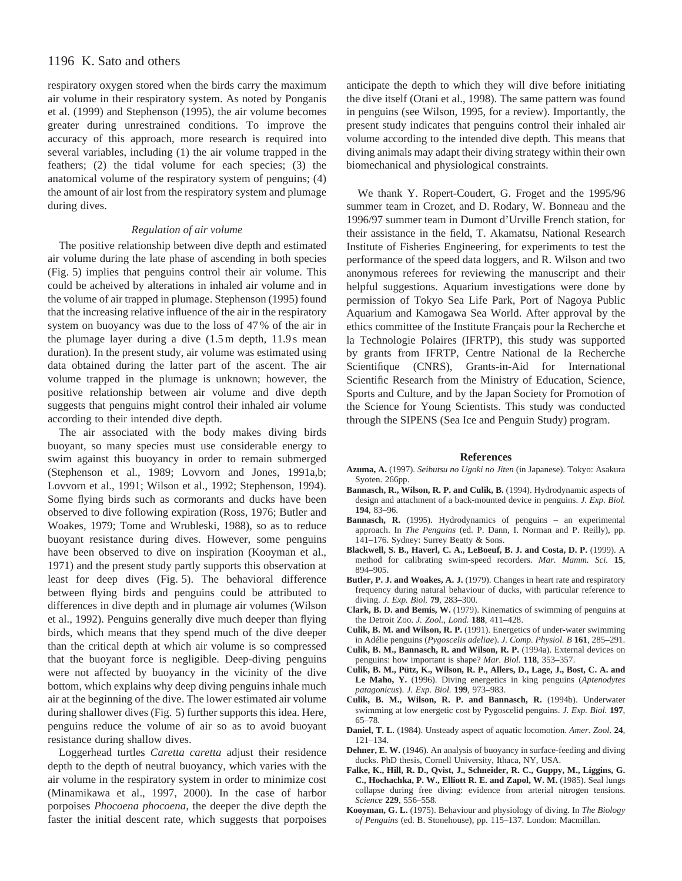respiratory oxygen stored when the birds carry the maximum air volume in their respiratory system. As noted by Ponganis et al. (1999) and Stephenson (1995), the air volume becomes greater during unrestrained conditions. To improve the accuracy of this approach, more research is required into several variables, including (1) the air volume trapped in the feathers; (2) the tidal volume for each species; (3) the anatomical volume of the respiratory system of penguins; (4) the amount of air lost from the respiratory system and plumage during dives.

### *Regulation of air volume*

The positive relationship between dive depth and estimated air volume during the late phase of ascending in both species (Fig. 5) implies that penguins control their air volume. This could be acheived by alterations in inhaled air volume and in the volume of air trapped in plumage. Stephenson (1995) found that the increasing relative influence of the air in the respiratory system on buoyancy was due to the loss of 47 % of the air in the plumage layer during a dive (1.5 m depth, 11.9 s mean duration). In the present study, air volume was estimated using data obtained during the latter part of the ascent. The air volume trapped in the plumage is unknown; however, the positive relationship between air volume and dive depth suggests that penguins might control their inhaled air volume according to their intended dive depth.

The air associated with the body makes diving birds buoyant, so many species must use considerable energy to swim against this buoyancy in order to remain submerged (Stephenson et al., 1989; Lovvorn and Jones, 1991a,b; Lovvorn et al., 1991; Wilson et al., 1992; Stephenson, 1994). Some flying birds such as cormorants and ducks have been observed to dive following expiration (Ross, 1976; Butler and Woakes, 1979; Tome and Wrubleski, 1988), so as to reduce buoyant resistance during dives. However, some penguins have been observed to dive on inspiration (Kooyman et al., 1971) and the present study partly supports this observation at least for deep dives (Fig. 5). The behavioral difference between flying birds and penguins could be attributed to differences in dive depth and in plumage air volumes (Wilson et al., 1992). Penguins generally dive much deeper than flying birds, which means that they spend much of the dive deeper than the critical depth at which air volume is so compressed that the buoyant force is negligible. Deep-diving penguins were not affected by buoyancy in the vicinity of the dive bottom, which explains why deep diving penguins inhale much air at the beginning of the dive. The lower estimated air volume during shallower dives (Fig. 5) further supports this idea. Here, penguins reduce the volume of air so as to avoid buoyant resistance during shallow dives.

Loggerhead turtles *Caretta caretta* adjust their residence depth to the depth of neutral buoyancy, which varies with the air volume in the respiratory system in order to minimize cost (Minamikawa et al., 1997, 2000). In the case of harbor porpoises *Phocoena phocoena,* the deeper the dive depth the faster the initial descent rate, which suggests that porpoises anticipate the depth to which they will dive before initiating the dive itself (Otani et al., 1998). The same pattern was found in penguins (see Wilson, 1995, for a review). Importantly, the present study indicates that penguins control their inhaled air volume according to the intended dive depth. This means that diving animals may adapt their diving strategy within their own biomechanical and physiological constraints.

We thank Y. Ropert-Coudert, G. Froget and the 1995/96 summer team in Crozet, and D. Rodary, W. Bonneau and the 1996/97 summer team in Dumont d'Urville French station, for their assistance in the field, T. Akamatsu, National Research Institute of Fisheries Engineering, for experiments to test the performance of the speed data loggers, and R. Wilson and two anonymous referees for reviewing the manuscript and their helpful suggestions. Aquarium investigations were done by permission of Tokyo Sea Life Park, Port of Nagoya Public Aquarium and Kamogawa Sea World. After approval by the ethics committee of the Institute Français pour la Recherche et la Technologie Polaires (IFRTP), this study was supported by grants from IFRTP, Centre National de la Recherche Scientifique (CNRS), Grants-in-Aid for International Scientific Research from the Ministry of Education, Science, Sports and Culture, and by the Japan Society for Promotion of the Science for Young Scientists. This study was conducted through the SIPENS (Sea Ice and Penguin Study) program.

## References

**Azuma, A.** (1997). *Seibutsu no Ugoki no Jiten* (in Japanese). Tokyo: Asakura Syoten. 266pp.

**Bannasch, R., Wilson, R. P. and Culik, B.** (1994). Hydrodynamic aspects of design and attachment of a back-mounted device in penguins. *J. Exp. Biol.* **194**, 83–96.

**Bannasch, R.** (1995). Hydrodynamics of penguins – an experimental approach. In *The Penguins* (ed. P. Dann, I. Norman and P. Reilly), pp. 141–176. Sydney: Surrey Beatty & Sons.

**Blackwell, S. B., Haverl, C. A., LeBoeuf, B. J. and Costa, D. P.** (1999). A method for calibrating swim-speed recorders. *Mar. Mamm. Sci.* **15**, 894–905.

**Butler, P. J. and Woakes, A. J.** (1979). Changes in heart rate and respiratory frequency during natural behaviour of ducks, with particular reference to diving. *J. Exp. Biol.* **79**, 283–300.

**Clark, B. D. and Bemis, W.** (1979). Kinematics of swimming of penguins at the Detroit Zoo. *J. Zool., Lond.* **188**, 411–428.

**Culik, B. M. and Wilson, R. P.** (1991). Energetics of under-water swimming in Adélie penguins (*Pygoscelis adeliae*). *J. Comp. Physiol. B* **161**, 285–291.

**Culik, B. M., Bannasch, R. and Wilson, R. P.** (1994a). External devices on penguins: how important is shape? *Mar. Biol.* **118**, 353–357.

**Culik, B. M., Pütz, K., Wilson, R. P., Allers, D., Lage, J., Bost, C. A. and Le Maho, Y.** (1996). Diving energetics in king penguins (*Aptenodytes patagonicus*). *J. Exp. Biol.* **199**, 973–983.

**Culik, B. M., Wilson, R. P. and Bannasch, R.** (1994b). Underwater swimming at low energetic cost by Pygoscelid penguins. *J. Exp. Biol.* **197**, 65–78.

**Daniel, T. L.** (1984). Unsteady aspect of aquatic locomotion. *Amer. Zool.* **24**, 121–134.

**Dehner, E. W.** (1946). An analysis of buoyancy in surface-feeding and diving ducks. PhD thesis, Cornell University, Ithaca, NY, USA.

**Falke, K., Hill, R. D., Qvist, J., Schneider, R. C., Guppy, M., Liggins, G. C., Hochachka, P. W., Elliott R. E. and Zapol, W. M.** (1985). Seal lungs collapse during free diving: evidence from arterial nitrogen tensions. *Science* **229**, 556–558.

**Kooyman, G. L.** (1975). Behaviour and physiology of diving. In *The Biology of Penguins* (ed. B. Stonehouse), pp. 115–137. London: Macmillan.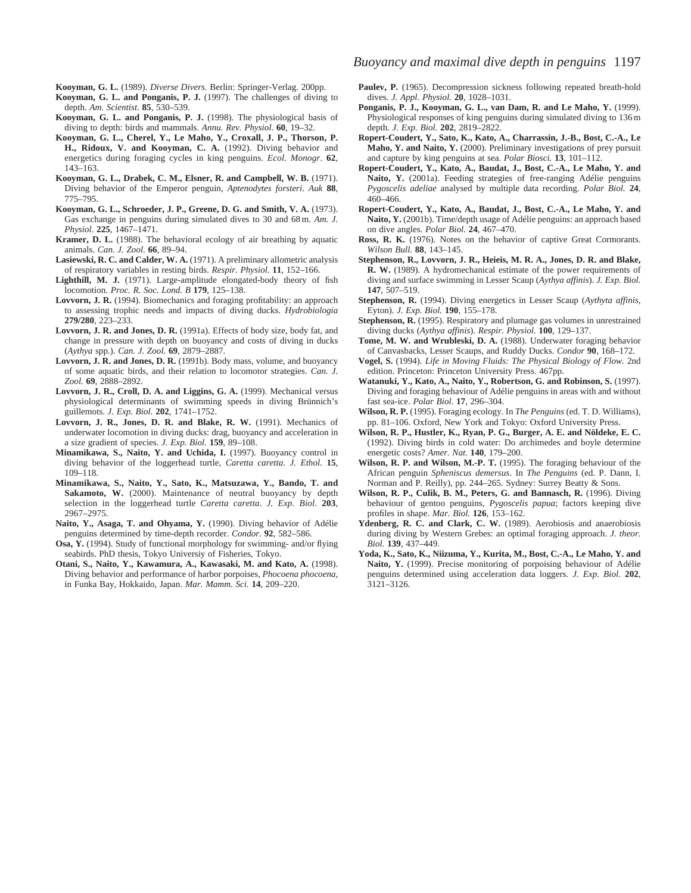**Kooyman, G. L.** (1989). *Diverse Divers*. Berlin: Springer-Verlag. 200pp.

**Kooyman, G. L. and Ponganis, P. J.** (1997). The challenges of diving to depth. *Am. Scientist*. **85**, 530–539.

**Kooyman, G. L. and Ponganis, P. J.** (1998). The physiological basis of diving to depth: birds and mammals. *Annu. Rev. Physiol.* **60**, 19–32.

**Kooyman, G. L., Cherel, Y., Le Maho, Y., Croxall, J. P., Thorson, P. H., Ridoux, V. and Kooyman, C. A.** (1992). Diving behavior and energetics during foraging cycles in king penguins. *Ecol. Monogr*. **62**, 143–163.

**Kooyman, G. L., Drabek, C. M., Elsner, R. and Campbell, W. B.** (1971). Diving behavior of the Emperor penguin, *Aptenodytes forsteri*. *Auk* **88**, 775–795.

**Kooyman, G. L., Schroeder, J. P., Greene, D. G. and Smith, V. A.** (1973). Gas exchange in penguins during simulated dives to 30 and 68 m. *Am. J. Physiol*. **225**, 1467–1471.

**Kramer, D. L.** (1988). The behavioral ecology of air breathing by aquatic animals. *Can. J. Zool.* **66**, 89–94.

**Lasiewski, R. C. and Calder, W. A.** (1971). A preliminary allometric analysis of respiratory variables in resting birds. *Respir. Physiol*. **11**, 152–166.

**Lighthill, M. J.** (1971). Large-amplitude elongated-body theory of fish locomotion. *Proc. R. Soc. Lond. B* **179**, 125–138.

**Lovvorn, J. R.** (1994). Biomechanics and foraging profitability: an approach to assessing trophic needs and impacts of diving ducks. *Hydrobiologia* **279/280**, 223–233.

**Lovvorn, J. R. and Jones, D. R.** (1991a). Effects of body size, body fat, and change in pressure with depth on buoyancy and costs of diving in ducks (*Aythya* spp.). *Can. J. Zool.* **69**, 2879–2887.

**Lovvorn, J. R. and Jones, D. R.** (1991b). Body mass, volume, and buoyancy of some aquatic birds, and their relation to locomotor strategies. *Can. J. Zool.* **69**, 2888–2892.

**Lovvorn, J. R., Croll, D. A. and Liggins, G. A.** (1999). Mechanical versus physiological determinants of swimming speeds in diving Brünnich's guillemots. *J. Exp. Biol.* **202**, 1741–1752.

**Lovvorn, J. R., Jones, D. R. and Blake, R. W.** (1991). Mechanics of underwater locomotion in diving ducks: drag, buoyancy and acceleration in a size gradient of species. *J. Exp. Biol.* **159**, 89–108.

**Minamikawa, S., Naito, Y. and Uchida, I.** (1997). Buoyancy control in diving behavior of the loggerhead turtle, *Caretta caretta*. *J. Ethol.* **15**, 109–118.

**Minamikawa, S., Naito, Y., Sato, K., Matsuzawa, Y., Bando, T. and Sakamoto, W.** (2000). Maintenance of neutral buoyancy by depth selection in the loggerhead turtle *Caretta caretta*. *J. Exp. Biol*. **203**, 2967–2975.

**Naito, Y., Asaga, T. and Ohyama, Y.** (1990). Diving behavior of Adélie penguins determined by time-depth recorder. *Condor*. **92**, 582–586.

**Osa, Y.** (1994). Study of functional morphology for swimming- and/or flying seabirds. PhD thesis, Tokyo Universiy of Fisheries, Tokyo.

**Otani, S., Naito, Y., Kawamura, A., Kawasaki, M. and Kato, A.** (1998). Diving behavior and performance of harbor porpoises, *Phocoena phocoena*, in Funka Bay, Hokkaido, Japan. *Mar. Mamm. Sci.* **14**, 209–220.

**Paulev, P.** (1965). Decompression sickness following repeated breath-hold dives. *J. Appl. Physiol.* **20**, 1028–1031.

**Ponganis, P. J., Kooyman, G. L., van Dam, R. and Le Maho, Y.** (1999). Physiological responses of king penguins during simulated diving to 136 m depth. *J. Exp. Biol.* **202**, 2819–2822.

**Ropert-Coudert, Y., Sato, K., Kato, A., Charrassin, J.-B., Bost, C.-A., Le Maho, Y. and Naito, Y.** (2000). Preliminary investigations of prey pursuit and capture by king penguins at sea. *Polar Biosci.* **13**, 101–112.

**Ropert-Coudert, Y., Kato, A., Baudat, J., Bost, C.-A., Le Maho, Y. and Naito, Y.** (2001a). Feeding strategies of free-ranging Adélie penguins *Pygoscelis adeliae* analysed by multiple data recording. *Polar Biol.* **24**, 460–466.

**Ropert-Coudert, Y., Kato, A., Baudat, J., Bost, C.-A., Le Maho, Y. and Naito, Y.** (2001b). Time/depth usage of Adélie penguins: an approach based on dive angles. *Polar Biol.* **24**, 467–470.

**Ross, R. K.** (1976). Notes on the behavior of captive Great Cormorants. *Wilson Bull.* **88**, 143–145.

**Stephenson, R., Lovvorn, J. R., Heieis, M. R. A., Jones, D. R. and Blake, R. W.** (1989). A hydromechanical estimate of the power requirements of diving and surface swimming in Lesser Scaup (*Aythya affinis*). *J. Exp. Biol.* **147**, 507–519.

**Stephenson, R.** (1994). Diving energetics in Lesser Scaup (*Aythyta affinis*, Eyton). *J. Exp. Biol.* **190**, 155–178.

**Stephenson, R.** (1995). Respiratory and plumage gas volumes in unrestrained diving ducks (*Aythya affinis*). *Respir. Physiol.* **100**, 129–137.

**Tome, M. W. and Wrubleski, D. A.** (1988). Underwater foraging behavior of Canvasbacks, Lesser Scaups, and Ruddy Ducks. *Condor* **90**, 168–172.

**Vogel, S.** (1994). *Life in Moving Fluids: The Physical Biology of Flow.* 2nd edition. Princeton: Princeton University Press. 467pp.

**Watanuki, Y., Kato, A., Naito, Y., Robertson, G. and Robinson, S.** (1997). Diving and foraging behaviour of Adélie penguins in areas with and without fast sea-ice. *Polar Biol.* **17**, 296–304.

**Wilson, R. P.** (1995). Foraging ecology. In *The Penguins* (ed. T. D. Williams), pp. 81–106. Oxford, New York and Tokyo: Oxford University Press.

**Wilson, R. P., Hustler, K., Ryan, P. G., Burger, A. E. and Nöldeke, E. C.** (1992). Diving birds in cold water: Do archimedes and boyle determine energetic costs? *Amer. Nat.* **140**, 179–200.

**Wilson, R. P. and Wilson, M.-P. T.** (1995). The foraging behaviour of the African penguin *Spheniscus demersus*. In *The Penguins* (ed. P. Dann, I. Norman and P. Reilly), pp. 244–265. Sydney: Surrey Beatty & Sons.

**Wilson, R. P., Culik, B. M., Peters, G. and Bannasch, R.** (1996). Diving behaviour of gentoo penguins, *Pygoscelis papua*; factors keeping dive profiles in shape. *Mar. Biol.* **126**, 153–162.

**Ydenberg, R. C. and Clark, C. W.** (1989). Aerobiosis and anaerobiosis during diving by Western Grebes: an optimal foraging approach. *J. theor. Biol.* **139**, 437–449.

**Yoda, K., Sato, K., Niizuma, Y., Kurita, M., Bost, C.-A., Le Maho, Y. and Naito, Y.** (1999). Precise monitoring of porpoising behaviour of Adélie penguins determined using acceleration data loggers. *J. Exp. Biol.* **202**, 3121–3126.